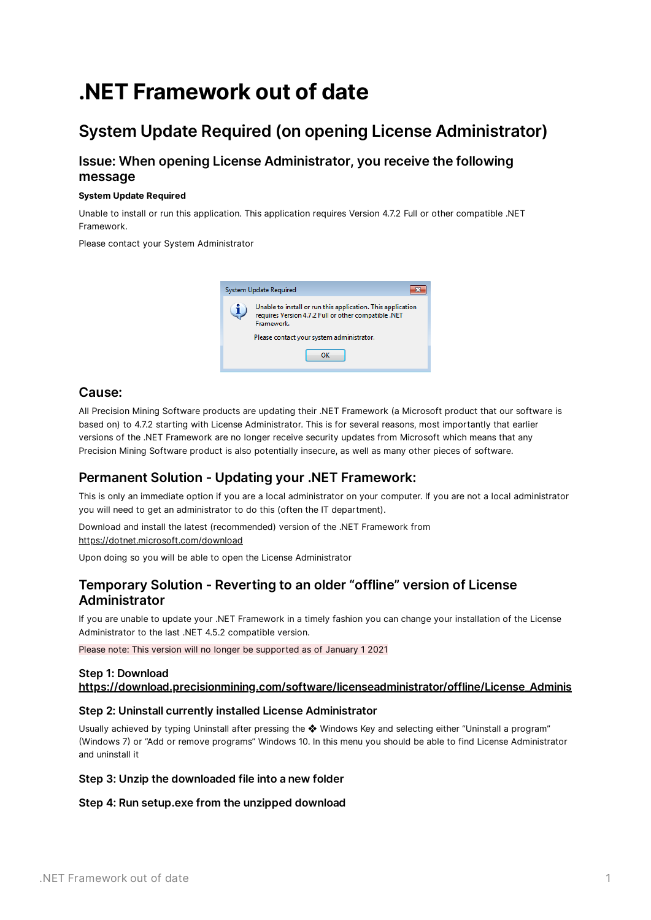# .NET Framework out of date

## System Update Required (on opening License Administrator)

### Issue: When opening License Administrator, you receive the following message

**System Update Required**

Unable to install or run this application. This application requires Version 4.7.2 Full or other compatible .NET Framework.

Please contact your System Administrator

### Cause:

All Precision Mining Software products are updating their .NET Framework (a Microsoft product that our software is based on) to 4.7.2 starting with License Administrator. This is for several reasons, most importantly that earlier versions of the .NET Framework are no longer receive security updates from Microsoft which means that any Precision Mining Software product is also potentially insecure, as well as many other pieces of software.

## Permanent Solution - Updating your .NET Framework:

This is only an immediate option if you are a local administrator on your computer. If you are not a local administrator you will need to get an administrator to do this (often the IT department).

Download and install the latest (recommended) version of the .NET Framework from https://dotnet.microsoft.com/download

Upon doing so you will be able to open the License Administrator

## Temporary Solution - Reverting to an older "offline" version of License Administrator

If you are unable to update your .NET Framework in a timely fashion you can change your installation of the License Administrator to the last .NET 4.5.2 compatible version.

Please note: This version will no longer be supported as of January 1 2021

### Step 1: Download https://download.precisionmining.com/software/licenseadministrator/offline/License_Adminis

### Step 2: Uninstall currently installed License Administrator

Usually achieved by typing Uninstall after pressing the ❖ Windows Key and selecting either "Uninstall a program" (Windows 7) or "Add or remove programs" Windows 10. In this menu you should be able to find License Administrator and uninstall it

### Step 3: Unzip the downloaded file into a new folder

### Step 4: Run setup.exe from the unzipped download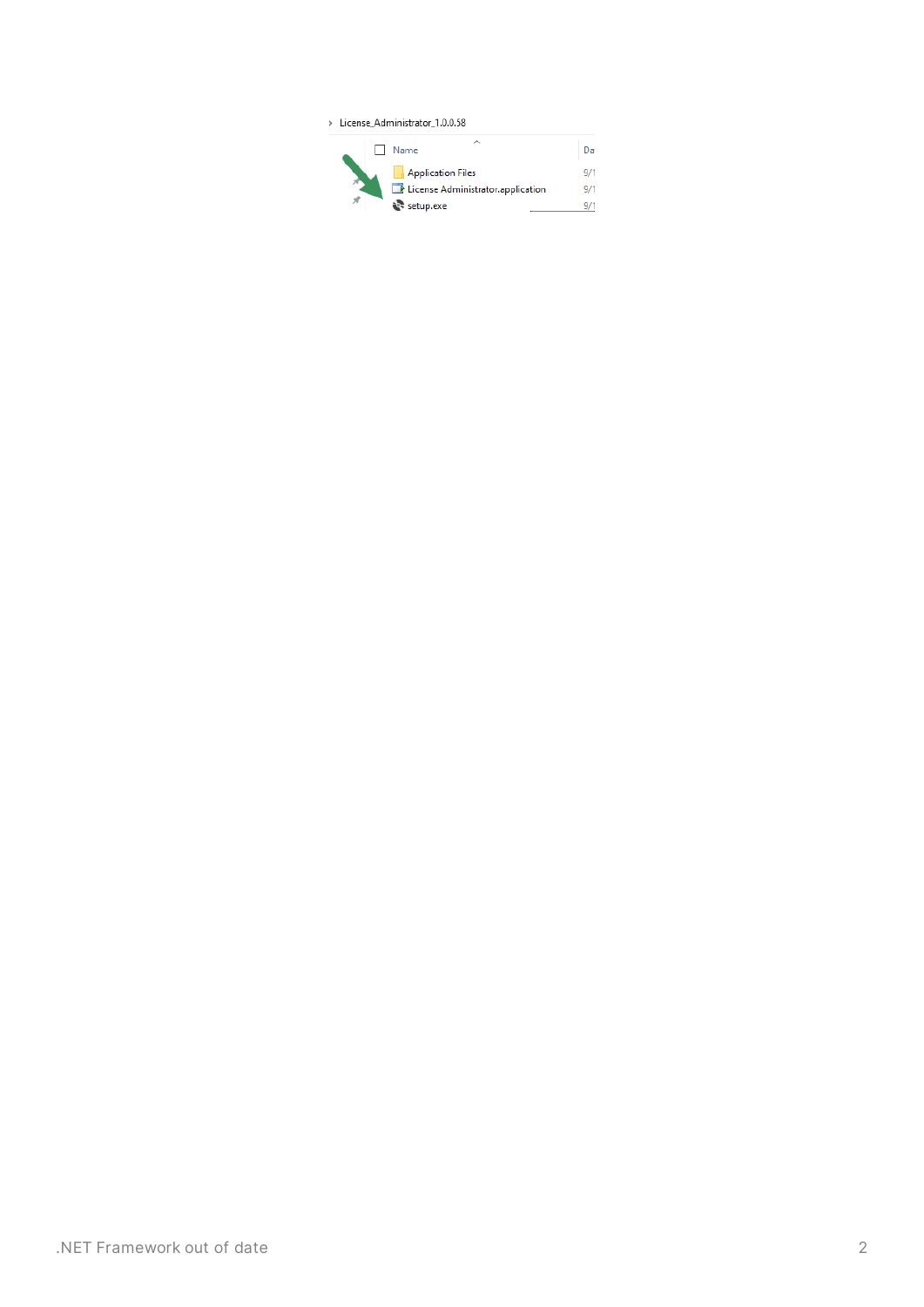License_Administrator_1.0.0.58

Name

Application Files

License Administrator.application

setup.exe